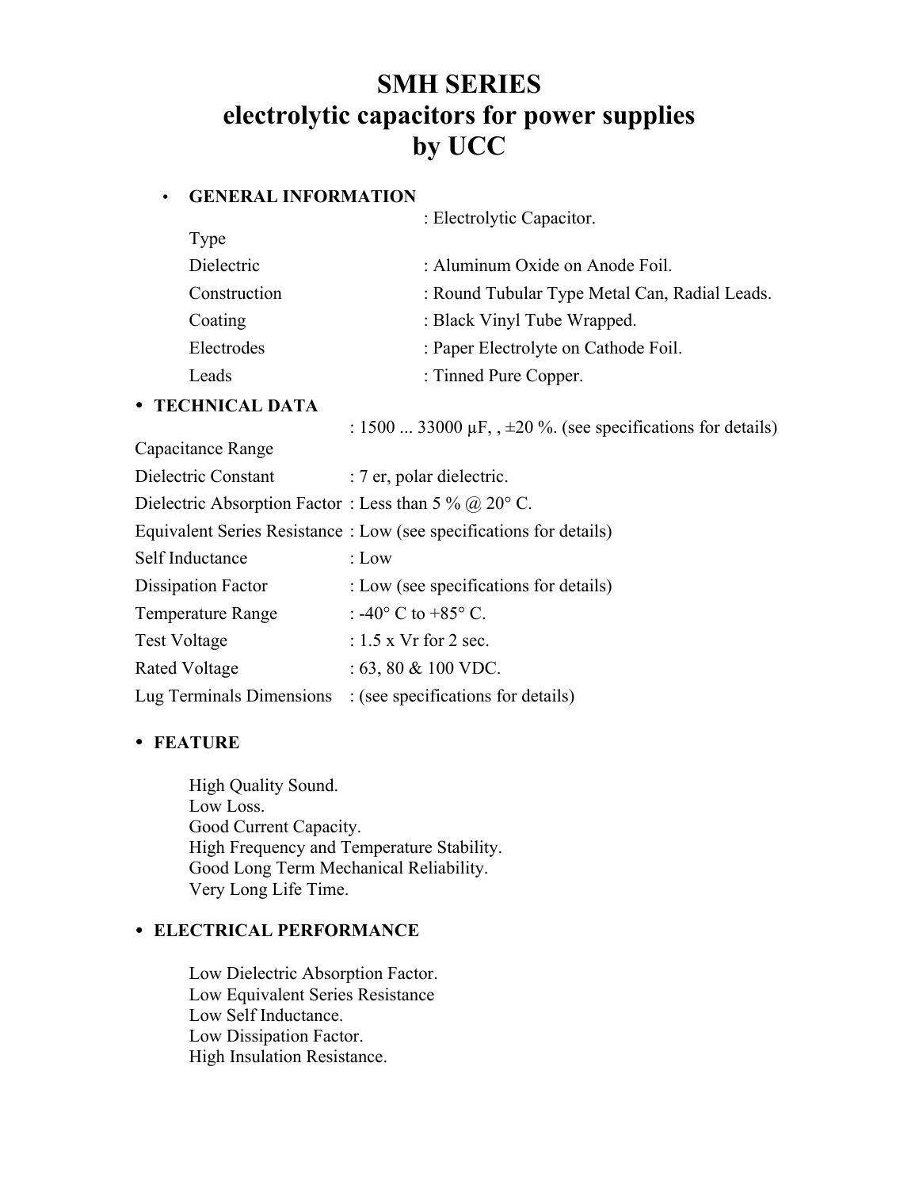# SMH SERIES
# electrolytic capacitors for power supplies
# by UCC

- **GENERAL INFORMATION**

| | |
|---|---|
| Type | : Electrolytic Capacitor. |
| Dielectric | : Aluminum Oxide on Anode Foil. |
| Construction | : Round Tubular Type Metal Can, Radial Leads. |
| Coating | : Black Vinyl Tube Wrapped. |
| Electrodes | : Paper Electrolyte on Cathode Foil. |
| Leads | : Tinned Pure Copper. |

- **TECHNICAL DATA**

| | |
|---|---|
| Capacitance Range | : 1500 ... 33000 μF, , ±20 %. (see specifications for details) |
| Dielectric Constant | : 7 er, polar dielectric. |
| Dielectric Absorption Factor | : Less than 5 % @ 20° C. |
| Equivalent Series Resistance | : Low (see specifications for details) |
| Self Inductance | : Low |
| Dissipation Factor | : Low (see specifications for details) |
| Temperature Range | : -40° C to +85° C. |
| Test Voltage | : 1.5 x Vr for 2 sec. |
| Rated Voltage | : 63, 80 & 100 VDC. |
| Lug Terminals Dimensions | : (see specifications for details) |

- **FEATURE**

High Quality Sound.
Low Loss.
Good Current Capacity.
High Frequency and Temperature Stability.
Good Long Term Mechanical Reliability.
Very Long Life Time.

- **ELECTRICAL PERFORMANCE**

Low Dielectric Absorption Factor.
Low Equivalent Series Resistance
Low Self Inductance.
Low Dissipation Factor.
High Insulation Resistance.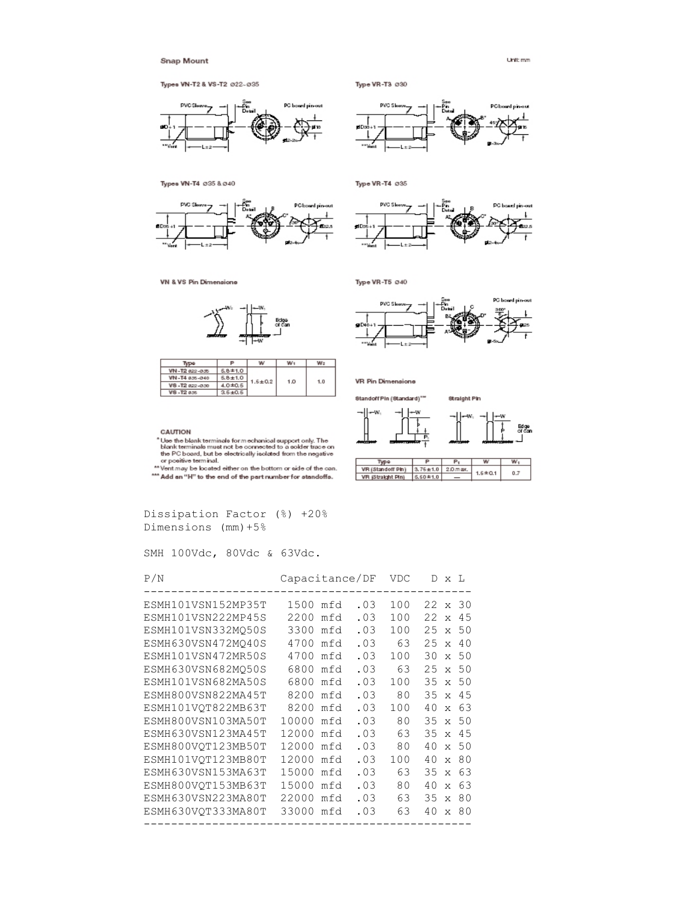## Snap Mount

Unit: mm

### Types VN-T2 & VS-T2 ø22–ø35

PVC Sleeve — See Pin Detail — PC board pin-out

øD+1 — **Vent — L±2 — ø10 — ø2–2ø

### Type VR-T3 ø30

PVC Sleeve — See Pin Detail — PC board pin-out

øD30+1 — ***Vent — L±2 — A* — B* — 45° — ø15 — ø2–3ø

### Types VN-T4 ø35 & ø40

PVC Sleeve — See Pin Detail — PC board pin-out

øD35+1 — **Vent — L±2 — A* — B — C* — 30° — ø22.5 — ø2–4ø

### Type VR-T4 ø35

PVC Sleeve — See Pin Detail — PC board pin-out

øD35+1 — ***Vent — L±2 — A* — B — C* — 30° — ø22.5 — ø2–4ø

### VN & VS Pin Dimensions

W₂ — W₁ — P — W — Edge of can

| Type | P | W | W₁ | W₂ |
|---|---|---|---|---|
| VN-T2 ø22–ø35 | 5.8±1.0 | 1.5±0.2 | 1.0 | 1.0 |
| VN-T4 ø35–ø40 | 5.8±1.0 | | | |
| VS-T2 ø22–ø30 | 4.0±0.5 | | | |
| VS-T2 ø35 | 3.5±0.5 | | | |

### Type VR-T5 ø40

PVC Sleeve — See Pin Detail — PC board pin-out

øD40+1 — ***Vent — L±2 — A* — B* — C — D* — 360° — ø25 — ø2–5ø

### VR Pin Dimensions

Standoff Pin (Standard)*** — Straight Pin

W₁ — W — P — P₁ — Edge of can

| Type | P | P₁ | W | W₁ |
|---|---|---|---|---|
| VR (Standoff Pin) | 3.75±1.0 | 2.0 max. | 1.5±0.1 | 0.7 |
| VR (Straight Pin) | 5.50±1.0 | — | | |

**CAUTION**

\* Use the blank terminals for mechanical support only. The blank terminals must not be connected to a solder trace on the PC board, but be electrically isolated from the negative or positive terminal.

\*\* Vent may be located either on the bottom or side of the can.

\*\*\* Add an "H" to the end of the part number for standoffs.

Dissipation Factor (%) +20%
Dimensions (mm)+5%

SMH 100Vdc, 80Vdc & 63Vdc.

| P/N | Capacitance/DF | | VDC | D x L |
|---|---|---|---|---|
| ESMH101VSN152MP35T | 1500 mfd | .03 | 100 | 22 x 30 |
| ESMH101VSN222MP45S | 2200 mfd | .03 | 100 | 22 x 45 |
| ESMH101VSN332MQ50S | 3300 mfd | .03 | 100 | 25 x 50 |
| ESMH630VSN472MQ40S | 4700 mfd | .03 | 63 | 25 x 40 |
| ESMH101VSN472MR50S | 4700 mfd | .03 | 100 | 30 x 50 |
| ESMH630VSN682MQ50S | 6800 mfd | .03 | 63 | 25 x 50 |
| ESMH101VSN682MA50S | 6800 mfd | .03 | 100 | 35 x 50 |
| ESMH800VSN822MA45T | 8200 mfd | .03 | 80 | 35 x 45 |
| ESMH101VQT822MB63T | 8200 mfd | .03 | 100 | 40 x 63 |
| ESMH800VSN103MA50T | 10000 mfd | .03 | 80 | 35 x 50 |
| ESMH630VSN123MA45T | 12000 mfd | .03 | 63 | 35 x 45 |
| ESMH800VQT123MB50T | 12000 mfd | .03 | 80 | 40 x 50 |
| ESMH101VQT123MB80T | 12000 mfd | .03 | 100 | 40 x 80 |
| ESMH630VSN153MA63T | 15000 mfd | .03 | 63 | 35 x 63 |
| ESMH800VQT153MB63T | 15000 mfd | .03 | 80 | 40 x 63 |
| ESMH630VSN223MA80T | 22000 mfd | .03 | 63 | 35 x 80 |
| ESMH630VQT333MA80T | 33000 mfd | .03 | 63 | 40 x 80 |